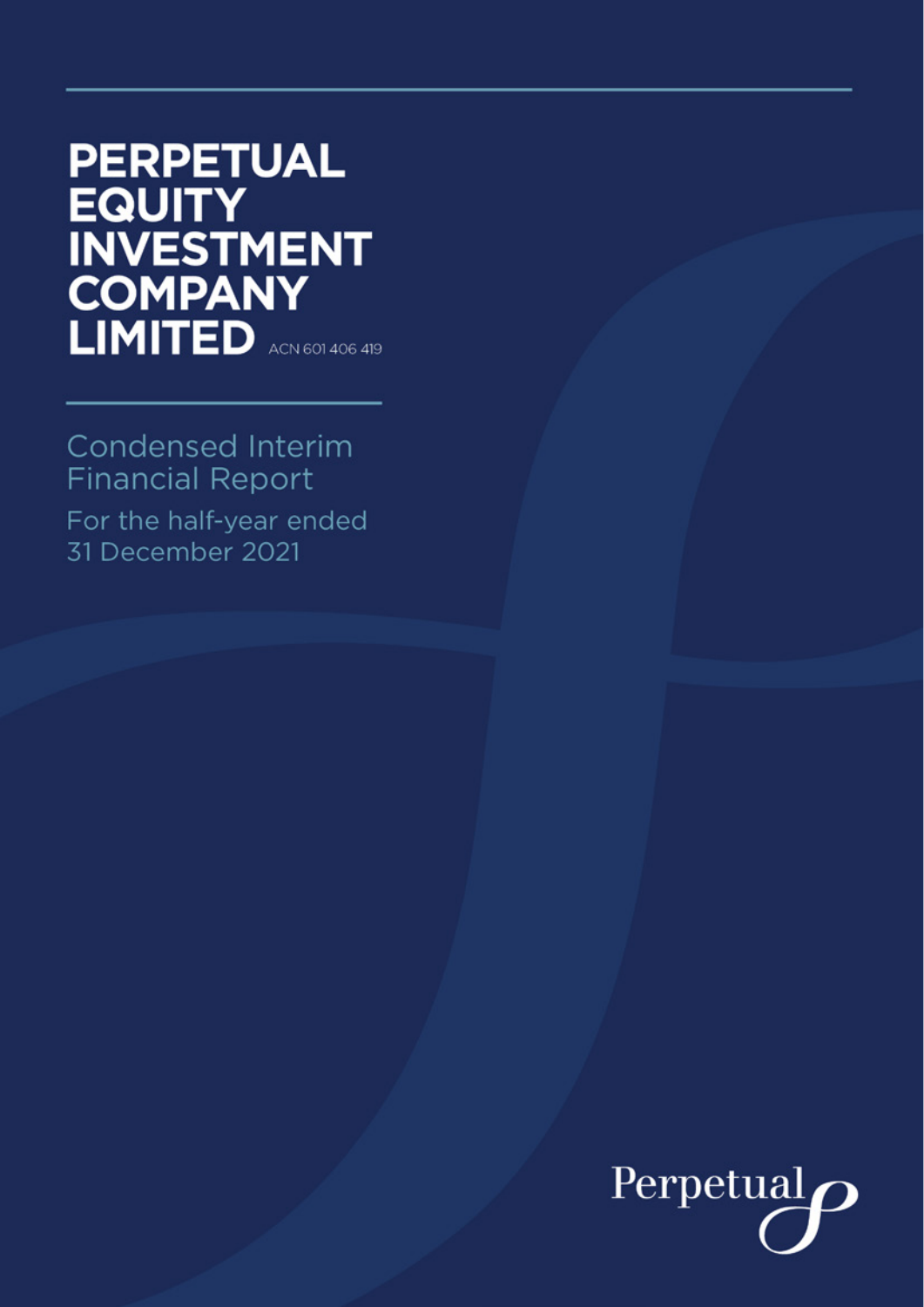# PERPETUAL EQUITY INVESTMENT COMPANY LIMITED

ACN 601 406 419

## Condensed Interim Financial Report

For the half-year ended 31 December 2021

Perpetual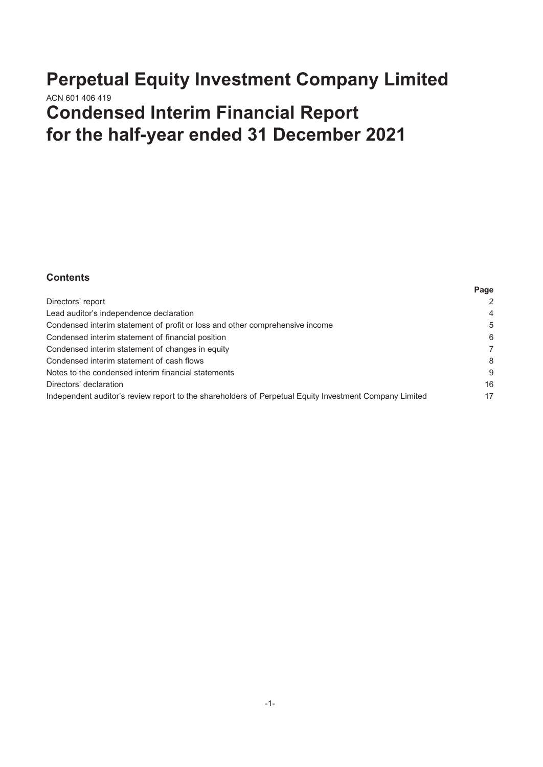# Perpetual Equity Investment Company Limited

ACN 601 406 419

# Condensed Interim Financial Report for the half-year ended 31 December 2021

### Contents

| | Page |
|---|---|
| Directors' report | 2 |
| Lead auditor's independence declaration | 4 |
| Condensed interim statement of profit or loss and other comprehensive income | 5 |
| Condensed interim statement of financial position | 6 |
| Condensed interim statement of changes in equity | 7 |
| Condensed interim statement of cash flows | 8 |
| Notes to the condensed interim financial statements | 9 |
| Directors' declaration | 16 |
| Independent auditor's review report to the shareholders of Perpetual Equity Investment Company Limited | 17 |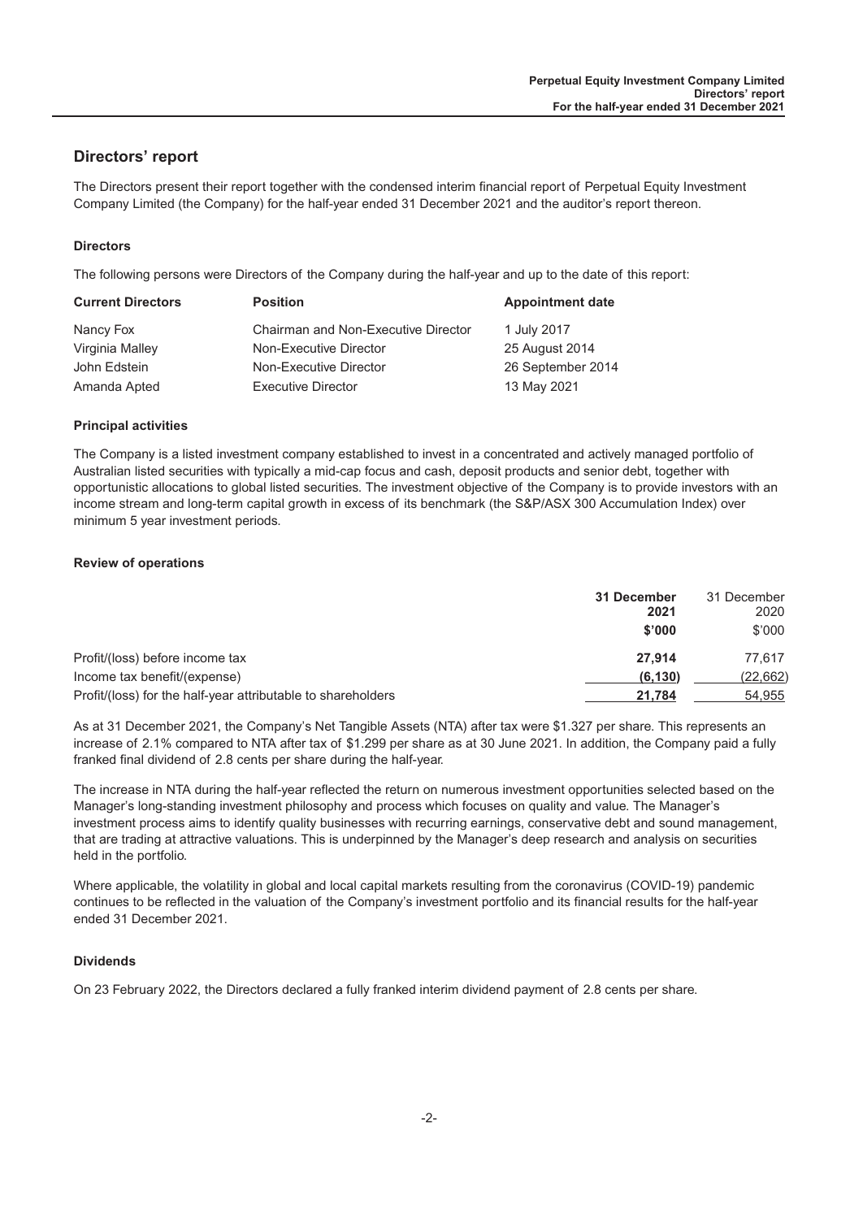# Directors' report

The Directors present their report together with the condensed interim financial report of Perpetual Equity Investment Company Limited (the Company) for the half-year ended 31 December 2021 and the auditor's report thereon.

### Directors

The following persons were Directors of the Company during the half-year and up to the date of this report:

| Current Directors | Position | Appointment date |
|---|---|---|
| Nancy Fox | Chairman and Non-Executive Director | 1 July 2017 |
| Virginia Malley | Non-Executive Director | 25 August 2014 |
| John Edstein | Non-Executive Director | 26 September 2014 |
| Amanda Apted | Executive Director | 13 May 2021 |

### Principal activities

The Company is a listed investment company established to invest in a concentrated and actively managed portfolio of Australian listed securities with typically a mid-cap focus and cash, deposit products and senior debt, together with opportunistic allocations to global listed securities. The investment objective of the Company is to provide investors with an income stream and long-term capital growth in excess of its benchmark (the S&P/ASX 300 Accumulation Index) over minimum 5 year investment periods.

### Review of operations

| | **31 December 2021** | 31 December 2020 |
|---|---|---|
| | **$'000** | $'000 |
| Profit/(loss) before income tax | **27,914** | 77,617 |
| Income tax benefit/(expense) | **(6,130)** | (22,662) |
| Profit/(loss) for the half-year attributable to shareholders | **21,784** | 54,955 |

As at 31 December 2021, the Company's Net Tangible Assets (NTA) after tax were $1.327 per share. This represents an increase of 2.1% compared to NTA after tax of $1.299 per share as at 30 June 2021. In addition, the Company paid a fully franked final dividend of 2.8 cents per share during the half-year.

The increase in NTA during the half-year reflected the return on numerous investment opportunities selected based on the Manager's long-standing investment philosophy and process which focuses on quality and value. The Manager's investment process aims to identify quality businesses with recurring earnings, conservative debt and sound management, that are trading at attractive valuations. This is underpinned by the Manager's deep research and analysis on securities held in the portfolio.

Where applicable, the volatility in global and local capital markets resulting from the coronavirus (COVID-19) pandemic continues to be reflected in the valuation of the Company's investment portfolio and its financial results for the half-year ended 31 December 2021.

### Dividends

On 23 February 2022, the Directors declared a fully franked interim dividend payment of 2.8 cents per share.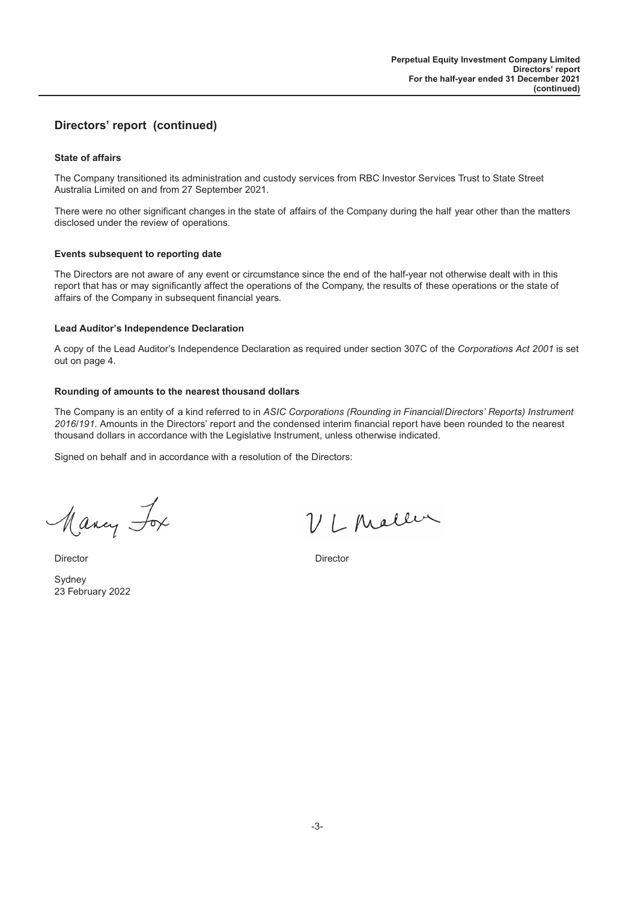## Directors' report (continued)

### State of affairs

The Company transitioned its administration and custody services from RBC Investor Services Trust to State Street Australia Limited on and from 27 September 2021.

There were no other significant changes in the state of affairs of the Company during the half year other than the matters disclosed under the review of operations.

### Events subsequent to reporting date

The Directors are not aware of any event or circumstance since the end of the half-year not otherwise dealt with in this report that has or may significantly affect the operations of the Company, the results of these operations or the state of affairs of the Company in subsequent financial years.

### Lead Auditor's Independence Declaration

A copy of the Lead Auditor's Independence Declaration as required under section 307C of the *Corporations Act 2001* is set out on page 4.

### Rounding of amounts to the nearest thousand dollars

The Company is an entity of a kind referred to in *ASIC Corporations (Rounding in Financial/Directors' Reports) Instrument 2016/191*. Amounts in the Directors' report and the condensed interim financial report have been rounded to the nearest thousand dollars in accordance with the Legislative Instrument, unless otherwise indicated.

Signed on behalf and in accordance with a resolution of the Directors:

Nancy Fox

Director

V L Mallen

Director

Sydney
23 February 2022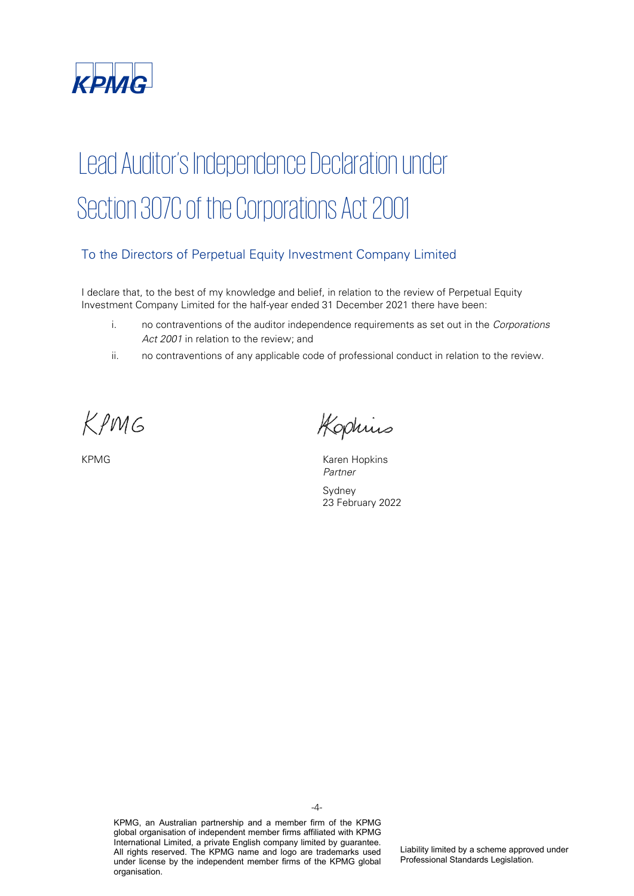KPMG

# Lead Auditor's Independence Declaration under Section 307C of the Corporations Act 2001

## To the Directors of Perpetual Equity Investment Company Limited

I declare that, to the best of my knowledge and belief, in relation to the review of Perpetual Equity Investment Company Limited for the half-year ended 31 December 2021 there have been:

i. no contraventions of the auditor independence requirements as set out in the *Corporations Act 2001* in relation to the review; and

ii. no contraventions of any applicable code of professional conduct in relation to the review.

KPMG

KPMG

Karen Hopkins
*Partner*

Sydney
23 February 2022

KPMG, an Australian partnership and a member firm of the KPMG global organisation of independent member firms affiliated with KPMG International Limited, a private English company limited by guarantee. All rights reserved. The KPMG name and logo are trademarks used under license by the independent member firms of the KPMG global organisation.

Liability limited by a scheme approved under Professional Standards Legislation.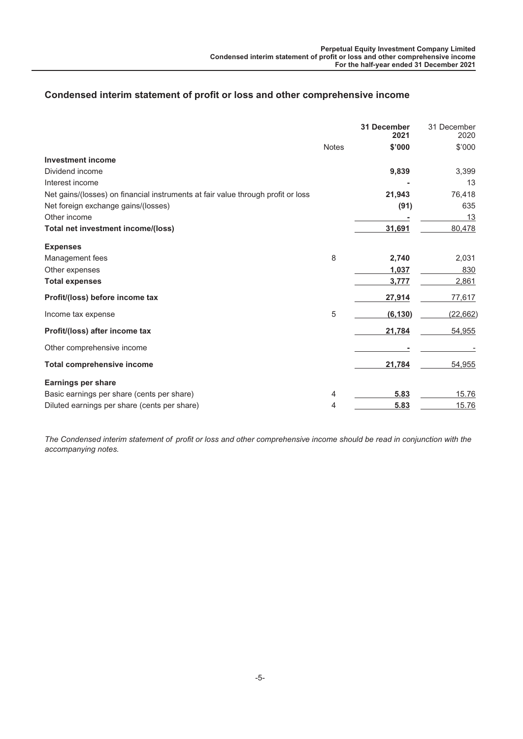## Condensed interim statement of profit or loss and other comprehensive income

| | Notes | **31 December 2021** | 31 December 2020 |
|---|---|---|---|
| | | **$'000** | $'000 |
| **Investment income** | | | |
| Dividend income | | **9,839** | 3,399 |
| Interest income | | **-** | 13 |
| Net gains/(losses) on financial instruments at fair value through profit or loss | | **21,943** | 76,418 |
| Net foreign exchange gains/(losses) | | **(91)** | 635 |
| Other income | | **-** | 13 |
| **Total net investment income/(loss)** | | **31,691** | 80,478 |
| **Expenses** | | | |
| Management fees | 8 | **2,740** | 2,031 |
| Other expenses | | **1,037** | 830 |
| **Total expenses** | | **3,777** | 2,861 |
| **Profit/(loss) before income tax** | | **27,914** | 77,617 |
| Income tax expense | 5 | **(6,130)** | (22,662) |
| **Profit/(loss) after income tax** | | **21,784** | 54,955 |
| Other comprehensive income | | **-** | - |
| **Total comprehensive income** | | **21,784** | 54,955 |
| **Earnings per share** | | | |
| Basic earnings per share (cents per share) | 4 | **5.83** | 15.76 |
| Diluted earnings per share (cents per share) | 4 | **5.83** | 15.76 |

*The Condensed interim statement of profit or loss and other comprehensive income should be read in conjunction with the accompanying notes.*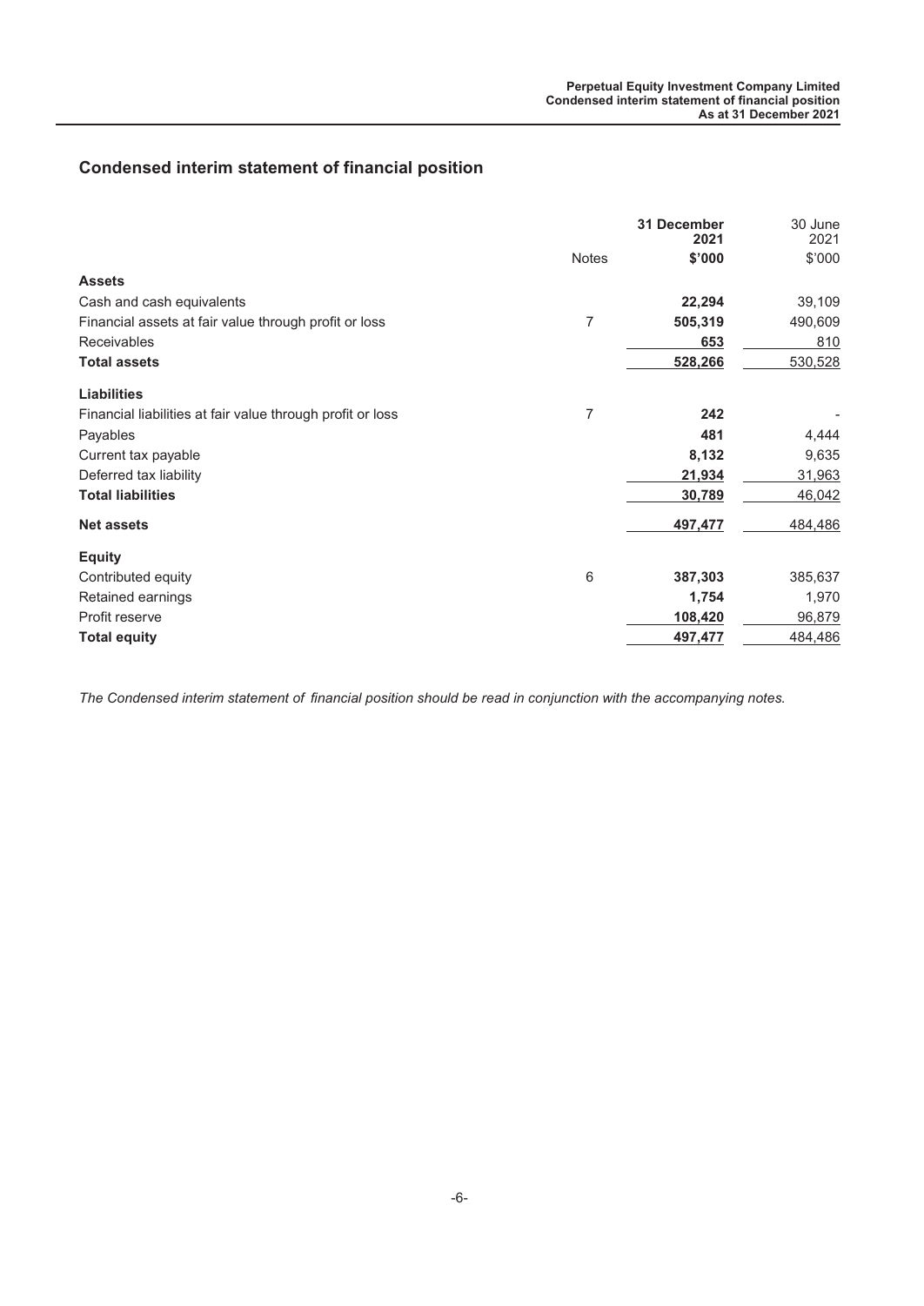## Condensed interim statement of financial position

| | Notes | 31 December 2021 $'000 | 30 June 2021 $'000 |
|---|---|---|---|
| **Assets** | | | |
| Cash and cash equivalents | | **22,294** | 39,109 |
| Financial assets at fair value through profit or loss | 7 | **505,319** | 490,609 |
| Receivables | | **653** | 810 |
| **Total assets** | | **528,266** | 530,528 |
| **Liabilities** | | | |
| Financial liabilities at fair value through profit or loss | 7 | **242** | - |
| Payables | | **481** | 4,444 |
| Current tax payable | | **8,132** | 9,635 |
| Deferred tax liability | | **21,934** | 31,963 |
| **Total liabilities** | | **30,789** | 46,042 |
| **Net assets** | | **497,477** | 484,486 |
| **Equity** | | | |
| Contributed equity | 6 | **387,303** | 385,637 |
| Retained earnings | | **1,754** | 1,970 |
| Profit reserve | | **108,420** | 96,879 |
| **Total equity** | | **497,477** | 484,486 |

*The Condensed interim statement of financial position should be read in conjunction with the accompanying notes.*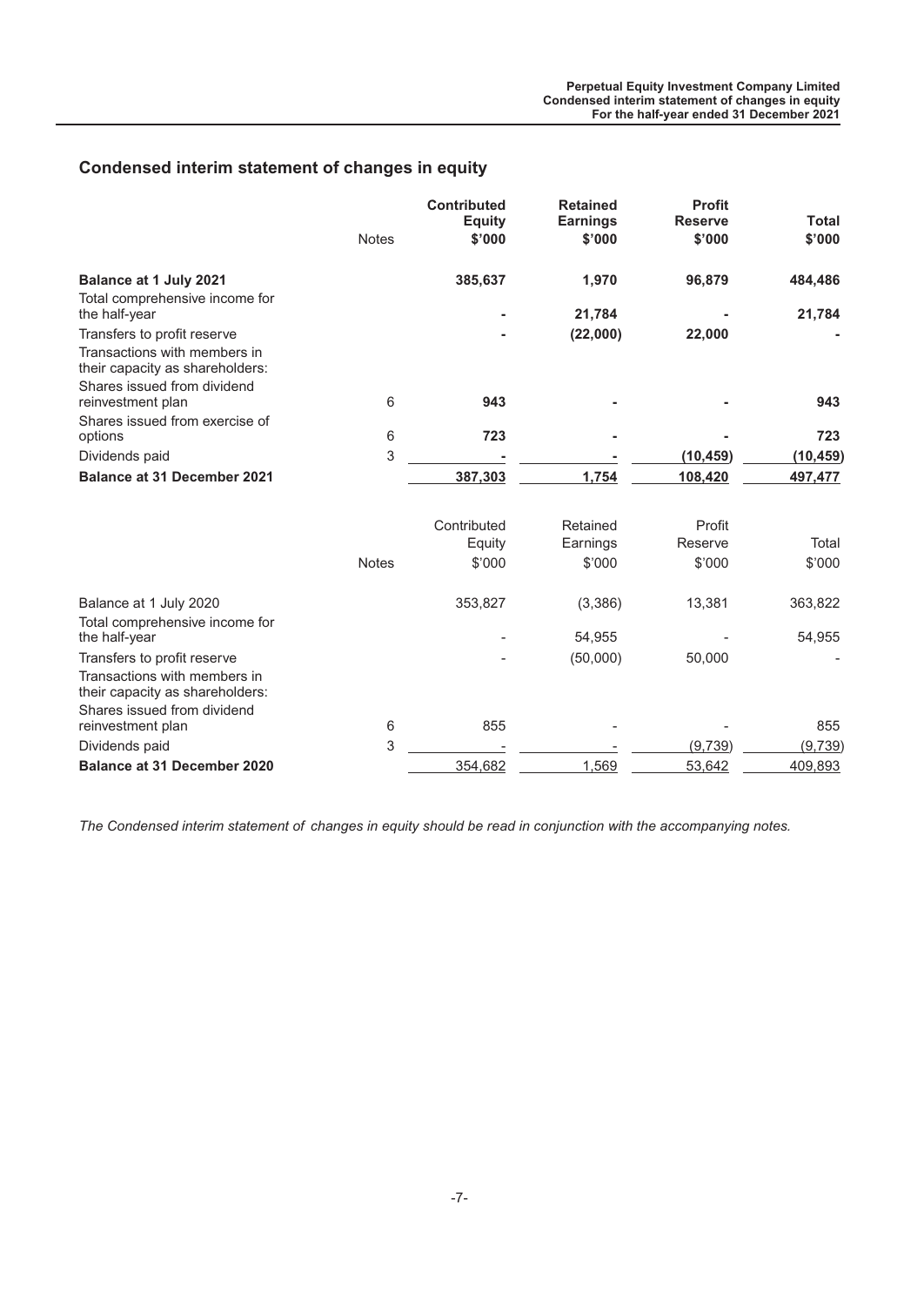## Condensed interim statement of changes in equity

| | Notes | Contributed Equity $'000 | Retained Earnings $'000 | Profit Reserve $'000 | Total $'000 |
|---|---|---|---|---|---|
| **Balance at 1 July 2021** | | **385,637** | **1,970** | **96,879** | **484,486** |
| Total comprehensive income for the half-year | | **-** | **21,784** | **-** | **21,784** |
| Transfers to profit reserve | | **-** | **(22,000)** | **22,000** | **-** |
| Transactions with members in their capacity as shareholders: | | | | | |
| Shares issued from dividend reinvestment plan | 6 | **943** | **-** | **-** | **943** |
| Shares issued from exercise of options | 6 | **723** | **-** | **-** | **723** |
| Dividends paid | 3 | **-** | **-** | **(10,459)** | **(10,459)** |
| **Balance at 31 December 2021** | | **387,303** | **1,754** | **108,420** | **497,477** |

| | Notes | Contributed Equity $'000 | Retained Earnings $'000 | Profit Reserve $'000 | Total $'000 |
|---|---|---|---|---|---|
| Balance at 1 July 2020 | | 353,827 | (3,386) | 13,381 | 363,822 |
| Total comprehensive income for the half-year | | - | 54,955 | - | 54,955 |
| Transfers to profit reserve | | - | (50,000) | 50,000 | - |
| Transactions with members in their capacity as shareholders: | | | | | |
| Shares issued from dividend reinvestment plan | 6 | 855 | - | - | 855 |
| Dividends paid | 3 | - | - | (9,739) | (9,739) |
| **Balance at 31 December 2020** | | 354,682 | 1,569 | 53,642 | 409,893 |

*The Condensed interim statement of changes in equity should be read in conjunction with the accompanying notes.*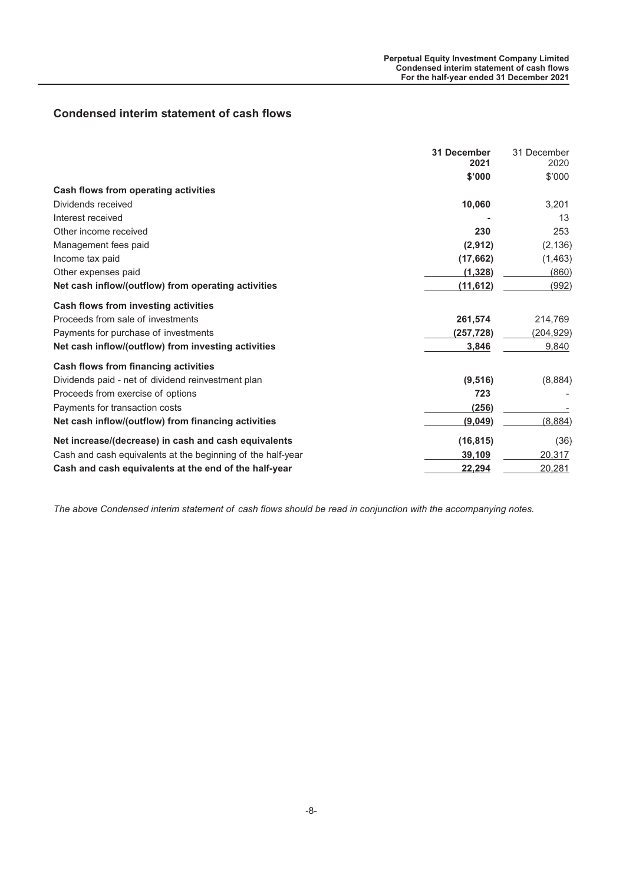## Condensed interim statement of cash flows

| | 31 December 2021 | 31 December 2020 |
|---|---|---|
| | $'000 | $'000 |
| **Cash flows from operating activities** | | |
| Dividends received | **10,060** | 3,201 |
| Interest received | **-** | 13 |
| Other income received | **230** | 253 |
| Management fees paid | **(2,912)** | (2,136) |
| Income tax paid | **(17,662)** | (1,463) |
| Other expenses paid | **(1,328)** | (860) |
| **Net cash inflow/(outflow) from operating activities** | **(11,612)** | (992) |
| **Cash flows from investing activities** | | |
| Proceeds from sale of investments | **261,574** | 214,769 |
| Payments for purchase of investments | **(257,728)** | (204,929) |
| **Net cash inflow/(outflow) from investing activities** | **3,846** | 9,840 |
| **Cash flows from financing activities** | | |
| Dividends paid - net of dividend reinvestment plan | **(9,516)** | (8,884) |
| Proceeds from exercise of options | **723** | - |
| Payments for transaction costs | **(256)** | - |
| **Net cash inflow/(outflow) from financing activities** | **(9,049)** | (8,884) |
| **Net increase/(decrease) in cash and cash equivalents** | **(16,815)** | (36) |
| Cash and cash equivalents at the beginning of the half-year | **39,109** | 20,317 |
| **Cash and cash equivalents at the end of the half-year** | **22,294** | 20,281 |

*The above Condensed interim statement of cash flows should be read in conjunction with the accompanying notes.*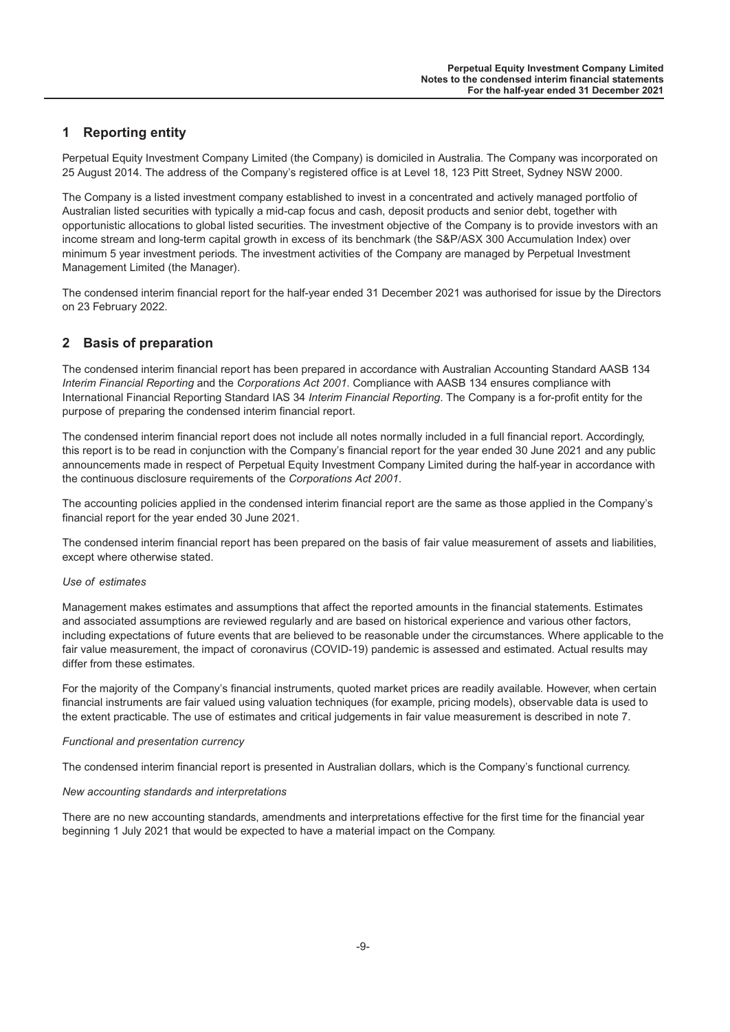## 1 Reporting entity

Perpetual Equity Investment Company Limited (the Company) is domiciled in Australia. The Company was incorporated on 25 August 2014. The address of the Company's registered office is at Level 18, 123 Pitt Street, Sydney NSW 2000.

The Company is a listed investment company established to invest in a concentrated and actively managed portfolio of Australian listed securities with typically a mid-cap focus and cash, deposit products and senior debt, together with opportunistic allocations to global listed securities. The investment objective of the Company is to provide investors with an income stream and long-term capital growth in excess of its benchmark (the S&P/ASX 300 Accumulation Index) over minimum 5 year investment periods. The investment activities of the Company are managed by Perpetual Investment Management Limited (the Manager).

The condensed interim financial report for the half-year ended 31 December 2021 was authorised for issue by the Directors on 23 February 2022.

## 2 Basis of preparation

The condensed interim financial report has been prepared in accordance with Australian Accounting Standard AASB 134 *Interim Financial Reporting* and the *Corporations Act 2001.* Compliance with AASB 134 ensures compliance with International Financial Reporting Standard IAS 34 *Interim Financial Reporting*. The Company is a for-profit entity for the purpose of preparing the condensed interim financial report.

The condensed interim financial report does not include all notes normally included in a full financial report. Accordingly, this report is to be read in conjunction with the Company's financial report for the year ended 30 June 2021 and any public announcements made in respect of Perpetual Equity Investment Company Limited during the half-year in accordance with the continuous disclosure requirements of the *Corporations Act 2001*.

The accounting policies applied in the condensed interim financial report are the same as those applied in the Company's financial report for the year ended 30 June 2021.

The condensed interim financial report has been prepared on the basis of fair value measurement of assets and liabilities, except where otherwise stated.

*Use of estimates*

Management makes estimates and assumptions that affect the reported amounts in the financial statements. Estimates and associated assumptions are reviewed regularly and are based on historical experience and various other factors, including expectations of future events that are believed to be reasonable under the circumstances. Where applicable to the fair value measurement, the impact of coronavirus (COVID-19) pandemic is assessed and estimated. Actual results may differ from these estimates.

For the majority of the Company's financial instruments, quoted market prices are readily available. However, when certain financial instruments are fair valued using valuation techniques (for example, pricing models), observable data is used to the extent practicable. The use of estimates and critical judgements in fair value measurement is described in note 7.

*Functional and presentation currency*

The condensed interim financial report is presented in Australian dollars, which is the Company's functional currency.

*New accounting standards and interpretations*

There are no new accounting standards, amendments and interpretations effective for the first time for the financial year beginning 1 July 2021 that would be expected to have a material impact on the Company.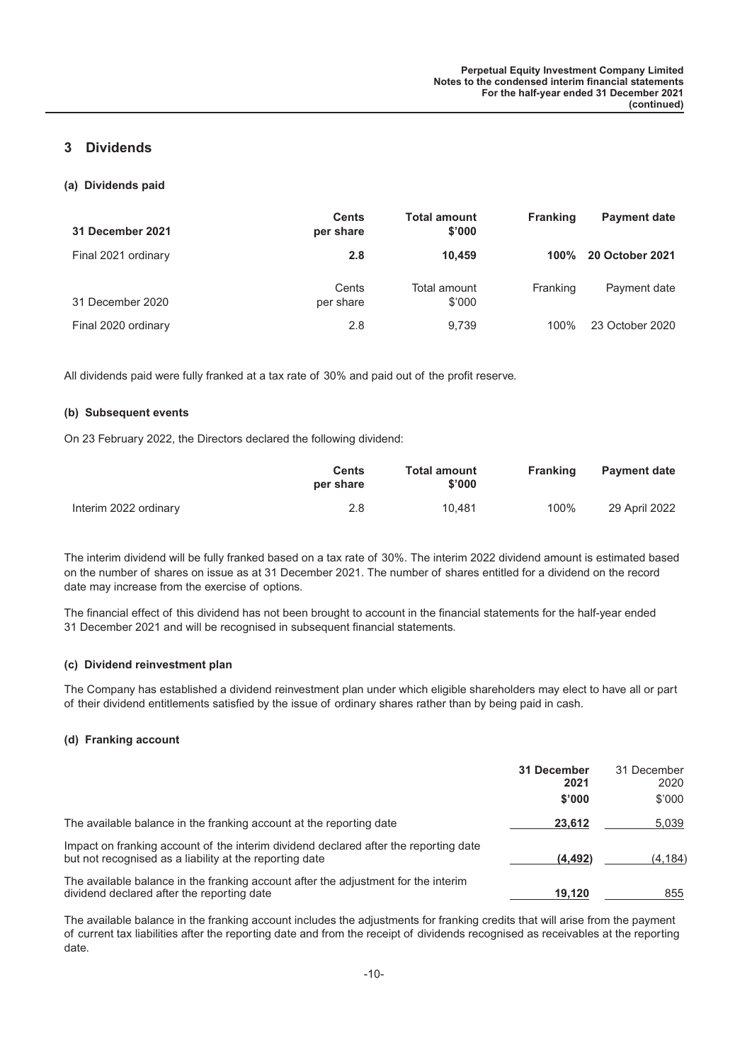## 3 Dividends

### (a) Dividends paid

| **31 December 2021** | **Cents per share** | **Total amount \$'000** | **Franking** | **Payment date** |
|---|---|---|---|---|
| Final 2021 ordinary | **2.8** | **10,459** | **100%** | **20 October 2021** |

| 31 December 2020 | Cents per share | Total amount \$'000 | Franking | Payment date |
|---|---|---|---|---|
| Final 2020 ordinary | 2.8 | 9,739 | 100% | 23 October 2020 |

All dividends paid were fully franked at a tax rate of 30% and paid out of the profit reserve.

### (b) Subsequent events

On 23 February 2022, the Directors declared the following dividend:

| | **Cents per share** | **Total amount \$'000** | **Franking** | **Payment date** |
|---|---|---|---|---|
| Interim 2022 ordinary | 2.8 | 10,481 | 100% | 29 April 2022 |

The interim dividend will be fully franked based on a tax rate of 30%. The interim 2022 dividend amount is estimated based on the number of shares on issue as at 31 December 2021. The number of shares entitled for a dividend on the record date may increase from the exercise of options.

The financial effect of this dividend has not been brought to account in the financial statements for the half-year ended 31 December 2021 and will be recognised in subsequent financial statements.

### (c) Dividend reinvestment plan

The Company has established a dividend reinvestment plan under which eligible shareholders may elect to have all or part of their dividend entitlements satisfied by the issue of ordinary shares rather than by being paid in cash.

### (d) Franking account

| | **31 December 2021 \$'000** | 31 December 2020 \$'000 |
|---|---|---|
| The available balance in the franking account at the reporting date | **23,612** | 5,039 |
| Impact on franking account of the interim dividend declared after the reporting date but not recognised as a liability at the reporting date | **(4,492)** | (4,184) |
| The available balance in the franking account after the adjustment for the interim dividend declared after the reporting date | **19,120** | 855 |

The available balance in the franking account includes the adjustments for franking credits that will arise from the payment of current tax liabilities after the reporting date and from the receipt of dividends recognised as receivables at the reporting date.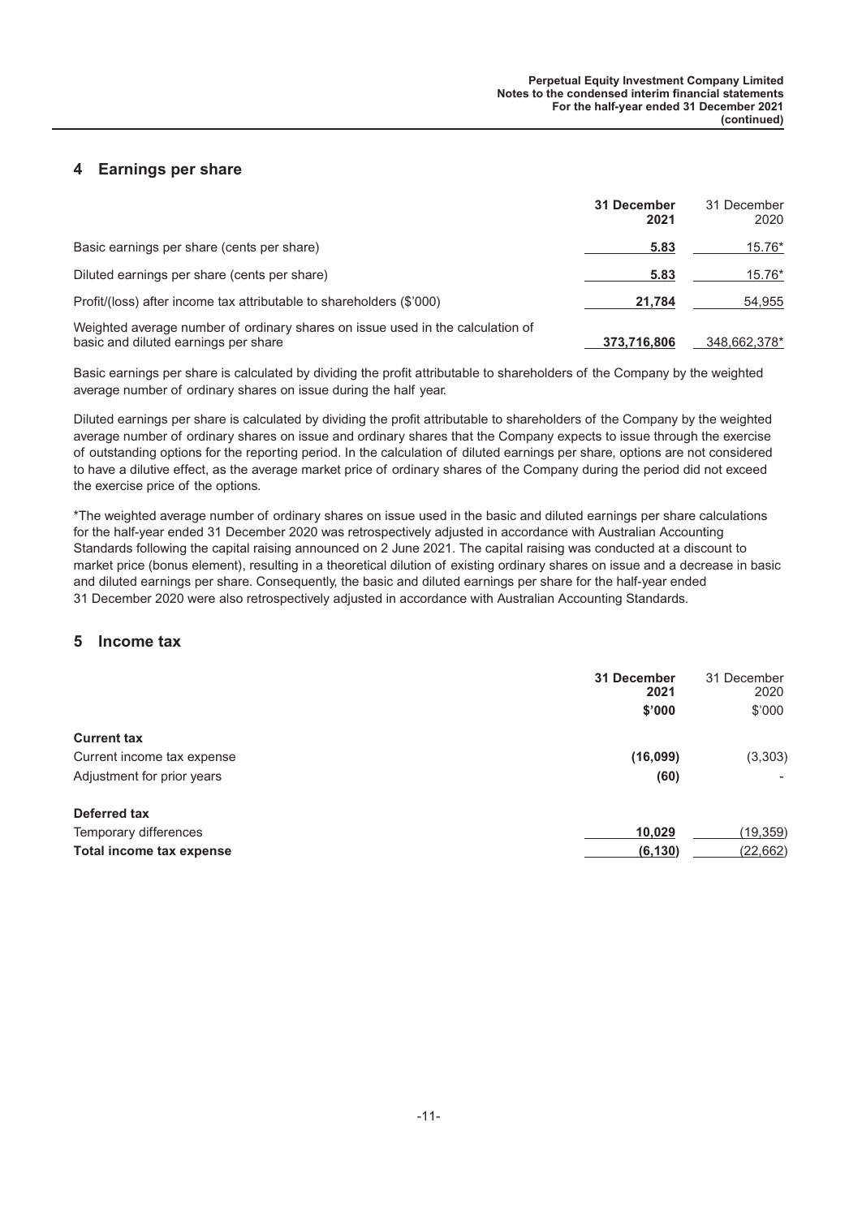## 4 Earnings per share

| | 31 December 2021 | 31 December 2020 |
|---|---|---|
| Basic earnings per share (cents per share) | **5.83** | 15.76* |
| Diluted earnings per share (cents per share) | **5.83** | 15.76* |
| Profit/(loss) after income tax attributable to shareholders ($'000) | **21,784** | 54,955 |
| Weighted average number of ordinary shares on issue used in the calculation of basic and diluted earnings per share | **373,716,806** | 348,662,378* |

Basic earnings per share is calculated by dividing the profit attributable to shareholders of the Company by the weighted average number of ordinary shares on issue during the half year.

Diluted earnings per share is calculated by dividing the profit attributable to shareholders of the Company by the weighted average number of ordinary shares on issue and ordinary shares that the Company expects to issue through the exercise of outstanding options for the reporting period. In the calculation of diluted earnings per share, options are not considered to have a dilutive effect, as the average market price of ordinary shares of the Company during the period did not exceed the exercise price of the options.

*The weighted average number of ordinary shares on issue used in the basic and diluted earnings per share calculations for the half-year ended 31 December 2020 was retrospectively adjusted in accordance with Australian Accounting Standards following the capital raising announced on 2 June 2021. The capital raising was conducted at a discount to market price (bonus element), resulting in a theoretical dilution of existing ordinary shares on issue and a decrease in basic and diluted earnings per share. Consequently, the basic and diluted earnings per share for the half-year ended 31 December 2020 were also retrospectively adjusted in accordance with Australian Accounting Standards.

## 5 Income tax

| | 31 December 2021 $'000 | 31 December 2020 $'000 |
|---|---|---|
| **Current tax** | | |
| Current income tax expense | **(16,099)** | (3,303) |
| Adjustment for prior years | **(60)** | - |
| **Deferred tax** | | |
| Temporary differences | **10,029** | (19,359) |
| **Total income tax expense** | **(6,130)** | (22,662) |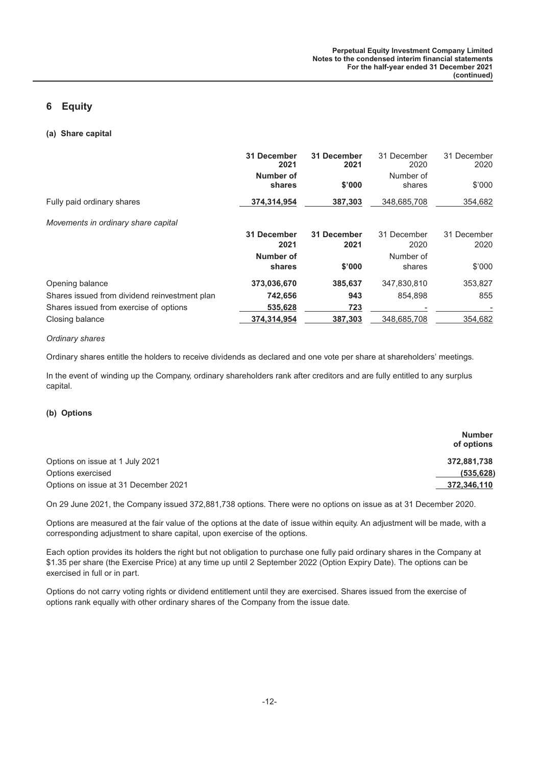# 6 Equity

## (a) Share capital

| | 31 December 2021 Number of shares | 31 December 2021 $'000 | 31 December 2020 Number of shares | 31 December 2020 $'000 |
|---|---|---|---|---|
| Fully paid ordinary shares | **374,314,954** | **387,303** | 348,685,708 | 354,682 |

*Movements in ordinary share capital*

| | 31 December 2021 Number of shares | 31 December 2021 $'000 | 31 December 2020 Number of shares | 31 December 2020 $'000 |
|---|---|---|---|---|
| Opening balance | **373,036,670** | **385,637** | 347,830,810 | 353,827 |
| Shares issued from dividend reinvestment plan | **742,656** | **943** | 854,898 | 855 |
| Shares issued from exercise of options | **535,628** | **723** | - | - |
| Closing balance | **374,314,954** | **387,303** | 348,685,708 | 354,682 |

*Ordinary shares*

Ordinary shares entitle the holders to receive dividends as declared and one vote per share at shareholders' meetings.

In the event of winding up the Company, ordinary shareholders rank after creditors and are fully entitled to any surplus capital.

## (b) Options

| | Number of options |
|---|---|
| Options on issue at 1 July 2021 | **372,881,738** |
| Options exercised | **(535,628)** |
| Options on issue at 31 December 2021 | **372,346,110** |

On 29 June 2021, the Company issued 372,881,738 options. There were no options on issue as at 31 December 2020.

Options are measured at the fair value of the options at the date of issue within equity. An adjustment will be made, with a corresponding adjustment to share capital, upon exercise of the options.

Each option provides its holders the right but not obligation to purchase one fully paid ordinary shares in the Company at $1.35 per share (the Exercise Price) at any time up until 2 September 2022 (Option Expiry Date). The options can be exercised in full or in part.

Options do not carry voting rights or dividend entitlement until they are exercised. Shares issued from the exercise of options rank equally with other ordinary shares of the Company from the issue date.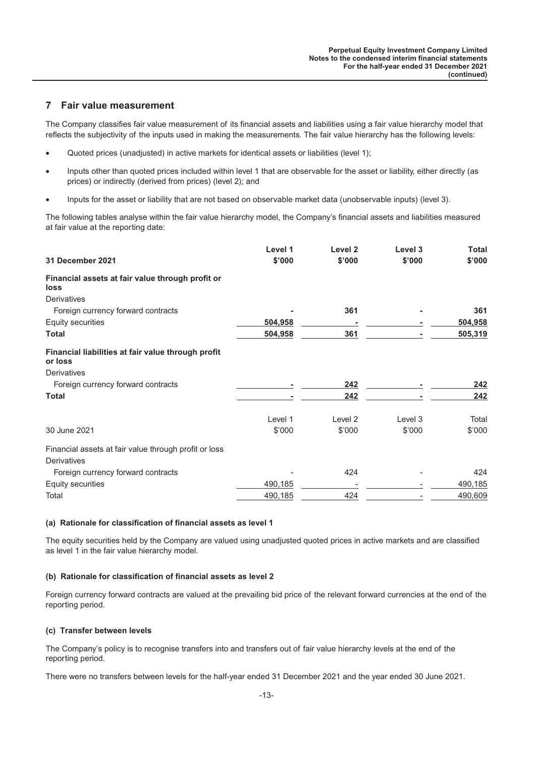## 7 Fair value measurement

The Company classifies fair value measurement of its financial assets and liabilities using a fair value hierarchy model that reflects the subjectivity of the inputs used in making the measurements. The fair value hierarchy has the following levels:

- Quoted prices (unadjusted) in active markets for identical assets or liabilities (level 1);
- Inputs other than quoted prices included within level 1 that are observable for the asset or liability, either directly (as prices) or indirectly (derived from prices) (level 2); and
- Inputs for the asset or liability that are not based on observable market data (unobservable inputs) (level 3).

The following tables analyse within the fair value hierarchy model, the Company's financial assets and liabilities measured at fair value at the reporting date:

| **31 December 2021** | **Level 1 \$'000** | **Level 2 \$'000** | **Level 3 \$'000** | **Total \$'000** |
|---|---|---|---|---|
| **Financial assets at fair value through profit or loss** | | | | |
| Derivatives | | | | |
| Foreign currency forward contracts | - | **361** | - | **361** |
| Equity securities | **504,958** | - | - | **504,958** |
| **Total** | **504,958** | **361** | - | **505,319** |
| **Financial liabilities at fair value through profit or loss** | | | | |
| Derivatives | | | | |
| Foreign currency forward contracts | - | **242** | - | **242** |
| **Total** | - | **242** | - | **242** |

| 30 June 2021 | Level 1 \$'000 | Level 2 \$'000 | Level 3 \$'000 | Total \$'000 |
|---|---|---|---|---|
| Financial assets at fair value through profit or loss | | | | |
| Derivatives | | | | |
| Foreign currency forward contracts | - | 424 | - | 424 |
| Equity securities | 490,185 | - | - | 490,185 |
| Total | 490,185 | 424 | - | 490,609 |

#### (a) Rationale for classification of financial assets as level 1

The equity securities held by the Company are valued using unadjusted quoted prices in active markets and are classified as level 1 in the fair value hierarchy model.

#### (b) Rationale for classification of financial assets as level 2

Foreign currency forward contracts are valued at the prevailing bid price of the relevant forward currencies at the end of the reporting period.

#### (c) Transfer between levels

The Company's policy is to recognise transfers into and transfers out of fair value hierarchy levels at the end of the reporting period.

There were no transfers between levels for the half-year ended 31 December 2021 and the year ended 30 June 2021.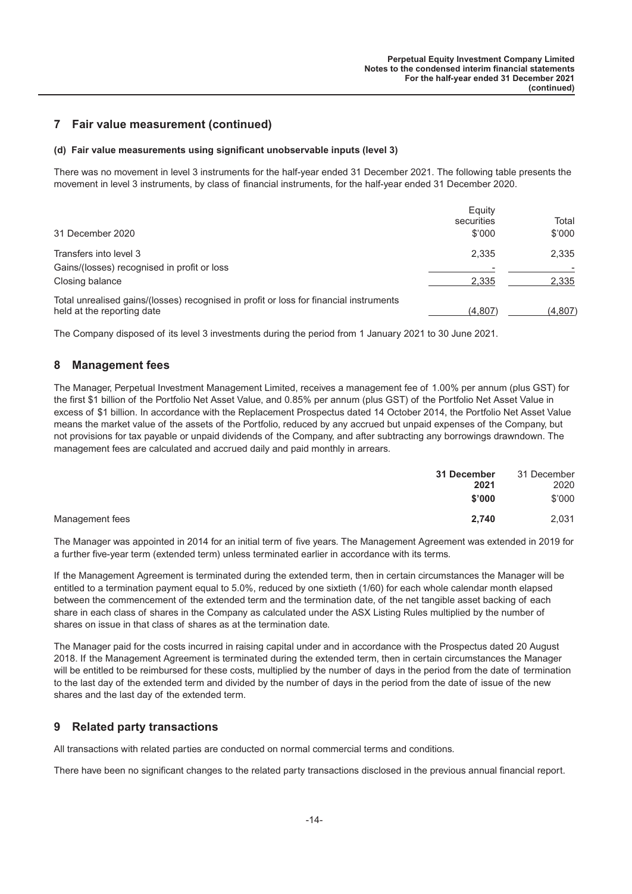## 7 Fair value measurement (continued)

### (d) Fair value measurements using significant unobservable inputs (level 3)

There was no movement in level 3 instruments for the half-year ended 31 December 2021. The following table presents the movement in level 3 instruments, by class of financial instruments, for the half-year ended 31 December 2020.

| 31 December 2020 | Equity securities $'000 | Total $'000 |
|---|---|---|
| Transfers into level 3 | 2,335 | 2,335 |
| Gains/(losses) recognised in profit or loss | - | - |
| Closing balance | 2,335 | 2,335 |
| Total unrealised gains/(losses) recognised in profit or loss for financial instruments held at the reporting date | (4,807) | (4,807) |

The Company disposed of its level 3 investments during the period from 1 January 2021 to 30 June 2021.

## 8 Management fees

The Manager, Perpetual Investment Management Limited, receives a management fee of 1.00% per annum (plus GST) for the first $1 billion of the Portfolio Net Asset Value, and 0.85% per annum (plus GST) of the Portfolio Net Asset Value in excess of $1 billion. In accordance with the Replacement Prospectus dated 14 October 2014, the Portfolio Net Asset Value means the market value of the assets of the Portfolio, reduced by any accrued but unpaid expenses of the Company, but not provisions for tax payable or unpaid dividends of the Company, and after subtracting any borrowings drawndown. The management fees are calculated and accrued daily and paid monthly in arrears.

| | **31 December 2021 $'000** | 31 December 2020 $'000 |
|---|---|---|
| Management fees | **2,740** | 2,031 |

The Manager was appointed in 2014 for an initial term of five years. The Management Agreement was extended in 2019 for a further five-year term (extended term) unless terminated earlier in accordance with its terms.

If the Management Agreement is terminated during the extended term, then in certain circumstances the Manager will be entitled to a termination payment equal to 5.0%, reduced by one sixtieth (1/60) for each whole calendar month elapsed between the commencement of the extended term and the termination date, of the net tangible asset backing of each share in each class of shares in the Company as calculated under the ASX Listing Rules multiplied by the number of shares on issue in that class of shares as at the termination date.

The Manager paid for the costs incurred in raising capital under and in accordance with the Prospectus dated 20 August 2018. If the Management Agreement is terminated during the extended term, then in certain circumstances the Manager will be entitled to be reimbursed for these costs, multiplied by the number of days in the period from the date of termination to the last day of the extended term and divided by the number of days in the period from the date of issue of the new shares and the last day of the extended term.

## 9 Related party transactions

All transactions with related parties are conducted on normal commercial terms and conditions.

There have been no significant changes to the related party transactions disclosed in the previous annual financial report.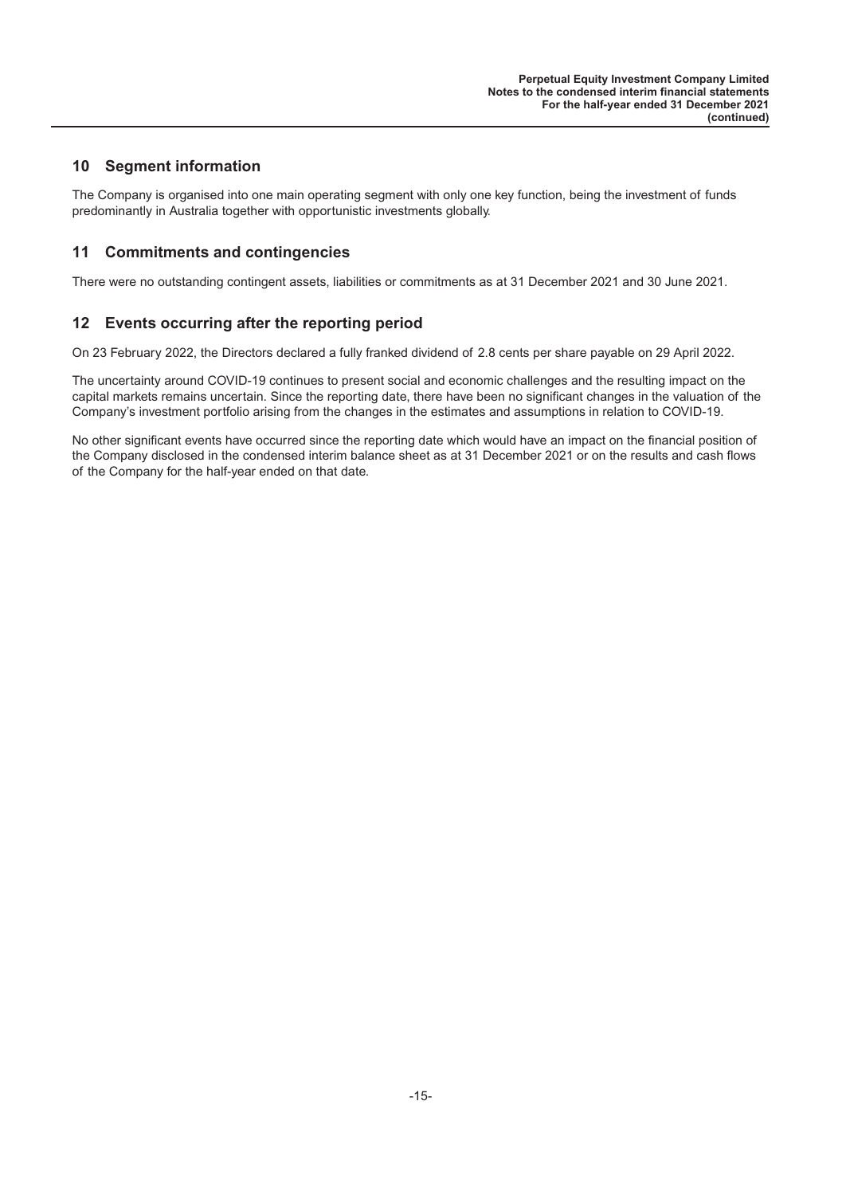## 10 Segment information

The Company is organised into one main operating segment with only one key function, being the investment of funds predominantly in Australia together with opportunistic investments globally.

## 11 Commitments and contingencies

There were no outstanding contingent assets, liabilities or commitments as at 31 December 2021 and 30 June 2021.

## 12 Events occurring after the reporting period

On 23 February 2022, the Directors declared a fully franked dividend of 2.8 cents per share payable on 29 April 2022.

The uncertainty around COVID-19 continues to present social and economic challenges and the resulting impact on the capital markets remains uncertain. Since the reporting date, there have been no significant changes in the valuation of the Company's investment portfolio arising from the changes in the estimates and assumptions in relation to COVID-19.

No other significant events have occurred since the reporting date which would have an impact on the financial position of the Company disclosed in the condensed interim balance sheet as at 31 December 2021 or on the results and cash flows of the Company for the half-year ended on that date.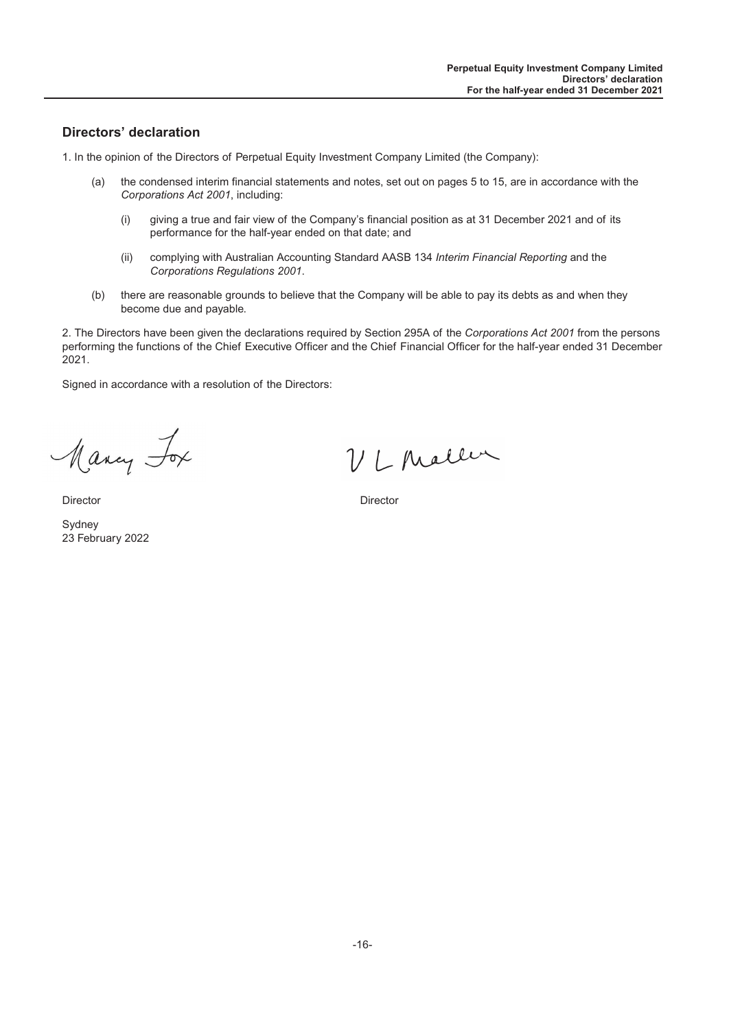## Directors' declaration

1. In the opinion of the Directors of Perpetual Equity Investment Company Limited (the Company):

   (a) the condensed interim financial statements and notes, set out on pages 5 to 15, are in accordance with the *Corporations Act 2001*, including:

      (i) giving a true and fair view of the Company's financial position as at 31 December 2021 and of its performance for the half-year ended on that date; and

      (ii) complying with Australian Accounting Standard AASB 134 *Interim Financial Reporting* and the *Corporations Regulations 2001*.

   (b) there are reasonable grounds to believe that the Company will be able to pay its debts as and when they become due and payable.

2. The Directors have been given the declarations required by Section 295A of the *Corporations Act 2001* from the persons performing the functions of the Chief Executive Officer and the Chief Financial Officer for the half-year ended 31 December 2021.

Signed in accordance with a resolution of the Directors:

Nancy Fox

Director

V L Mallen

Director

Sydney
23 February 2022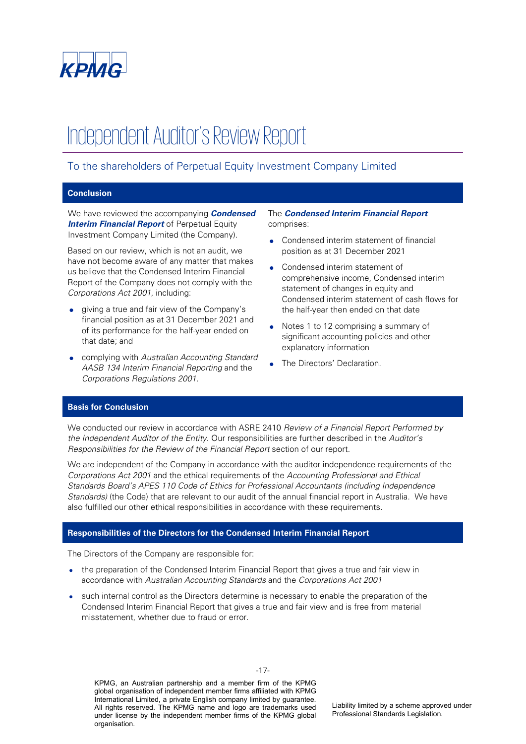KPMG

# Independent Auditor's Review Report

## To the shareholders of Perpetual Equity Investment Company Limited

### Conclusion

We have reviewed the accompanying ***Condensed Interim Financial Report*** of Perpetual Equity Investment Company Limited (the Company).

Based on our review, which is not an audit, we have not become aware of any matter that makes us believe that the Condensed Interim Financial Report of the Company does not comply with the *Corporations Act 2001*, including:

- giving a true and fair view of the Company's financial position as at 31 December 2021 and of its performance for the half-year ended on that date; and
- complying with *Australian Accounting Standard AASB 134 Interim Financial Reporting* and the *Corporations Regulations 2001*.

The ***Condensed Interim Financial Report*** comprises:

- Condensed interim statement of financial position as at 31 December 2021
- Condensed interim statement of comprehensive income, Condensed interim statement of changes in equity and Condensed interim statement of cash flows for the half-year then ended on that date
- Notes 1 to 12 comprising a summary of significant accounting policies and other explanatory information
- The Directors' Declaration.

### Basis for Conclusion

We conducted our review in accordance with ASRE 2410 *Review of a Financial Report Performed by the Independent Auditor of the Entity*. Our responsibilities are further described in the *Auditor's Responsibilities for the Review of the Financial Report* section of our report.

We are independent of the Company in accordance with the auditor independence requirements of the *Corporations Act 2001* and the ethical requirements of the *Accounting Professional and Ethical Standards Board's APES 110 Code of Ethics for Professional Accountants (including Independence Standards)* (the Code) that are relevant to our audit of the annual financial report in Australia. We have also fulfilled our other ethical responsibilities in accordance with these requirements.

### Responsibilities of the Directors for the Condensed Interim Financial Report

The Directors of the Company are responsible for:

- the preparation of the Condensed Interim Financial Report that gives a true and fair view in accordance with *Australian Accounting Standards* and the *Corporations Act 2001*
- such internal control as the Directors determine is necessary to enable the preparation of the Condensed Interim Financial Report that gives a true and fair view and is free from material misstatement, whether due to fraud or error.

KPMG, an Australian partnership and a member firm of the KPMG global organisation of independent member firms affiliated with KPMG International Limited, a private English company limited by guarantee. All rights reserved. The KPMG name and logo are trademarks used under license by the independent member firms of the KPMG global organisation.

Liability limited by a scheme approved under Professional Standards Legislation.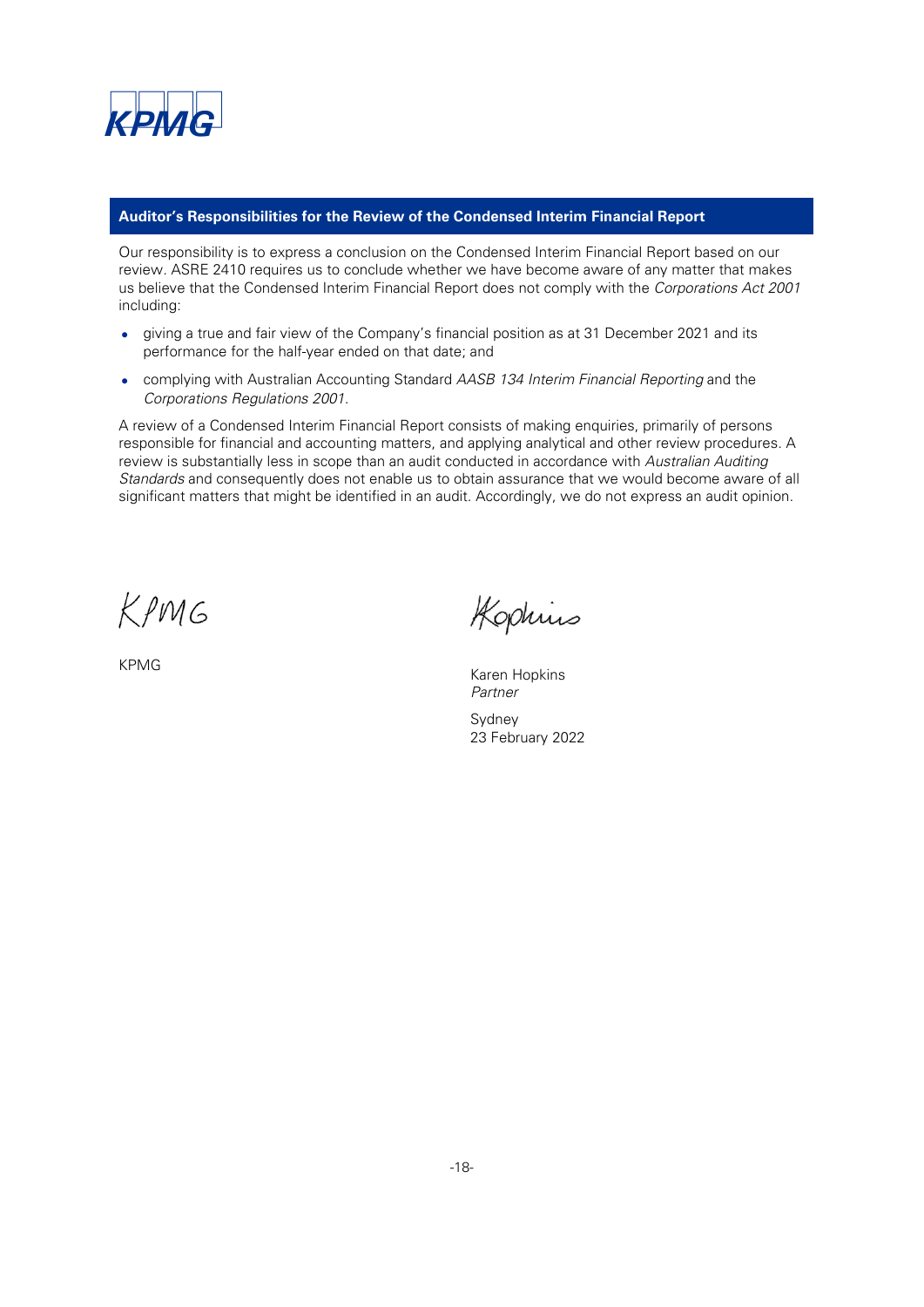## Auditor's Responsibilities for the Review of the Condensed Interim Financial Report

Our responsibility is to express a conclusion on the Condensed Interim Financial Report based on our review. ASRE 2410 requires us to conclude whether we have become aware of any matter that makes us believe that the Condensed Interim Financial Report does not comply with the *Corporations Act 2001* including:

- giving a true and fair view of the Company's financial position as at 31 December 2021 and its performance for the half-year ended on that date; and
- complying with Australian Accounting Standard *AASB 134 Interim Financial Reporting* and the *Corporations Regulations 2001*.

A review of a Condensed Interim Financial Report consists of making enquiries, primarily of persons responsible for financial and accounting matters, and applying analytical and other review procedures. A review is substantially less in scope than an audit conducted in accordance with *Australian Auditing Standards* and consequently does not enable us to obtain assurance that we would become aware of all significant matters that might be identified in an audit. Accordingly, we do not express an audit opinion.

KPMG

KPMG

Karen Hopkins
*Partner*

Sydney
23 February 2022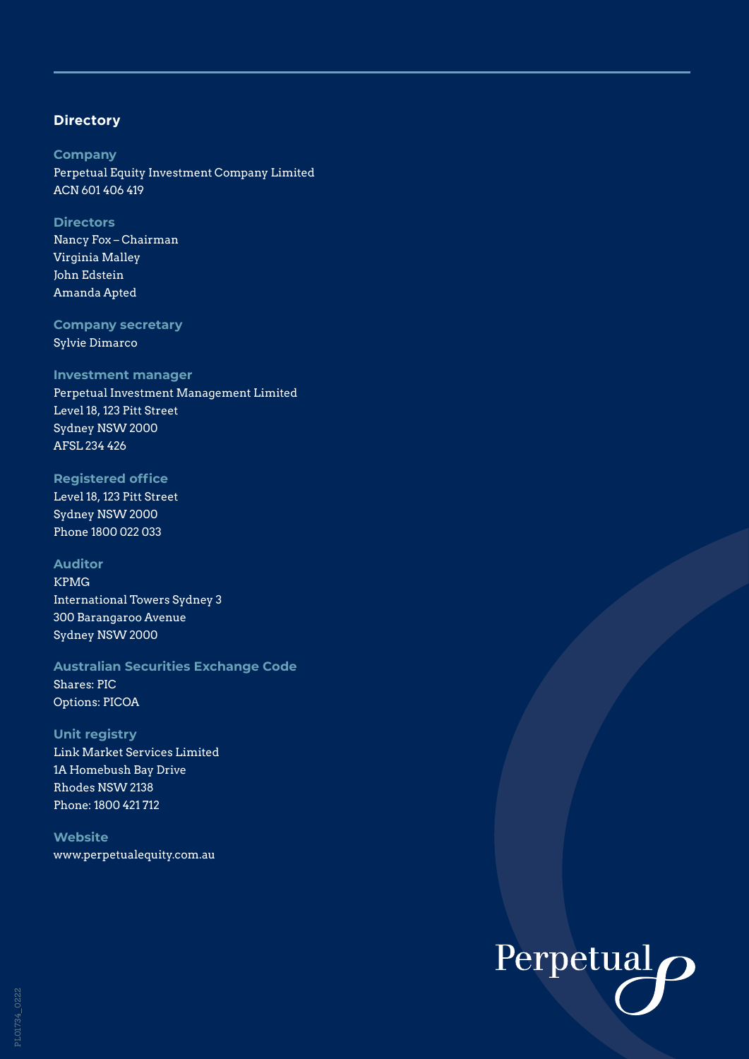## Directory

### Company

Perpetual Equity Investment Company Limited
ACN 601 406 419

### Directors

Nancy Fox – Chairman
Virginia Malley
John Edstein
Amanda Apted

### Company secretary

Sylvie Dimarco

### Investment manager

Perpetual Investment Management Limited
Level 18, 123 Pitt Street
Sydney NSW 2000
AFSL 234 426

### Registered office

Level 18, 123 Pitt Street
Sydney NSW 2000
Phone 1800 022 033

### Auditor

KPMG
International Towers Sydney 3
300 Barangaroo Avenue
Sydney NSW 2000

### Australian Securities Exchange Code

Shares: PIC
Options: PICOA

### Unit registry

Link Market Services Limited
1A Homebush Bay Drive
Rhodes NSW 2138
Phone: 1800 421 712

### Website

www.perpetualequity.com.au

Perpetual

PL01734_0222